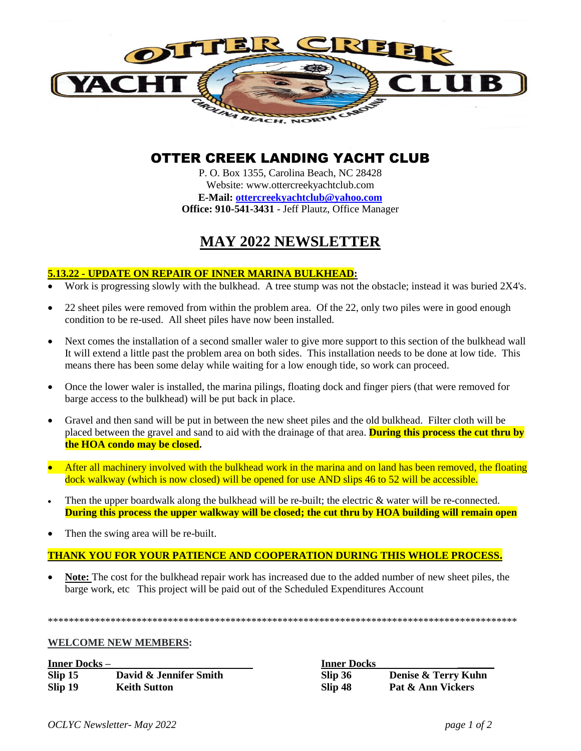# OTTER CREEK LANDING YACHT CLUB

P. O. Box 1355, Carolina Beach, NC 28428
Website: www.ottercreekyachtclub.com
**E-Mail: ottercreekyachtclub@yahoo.com**
**Office: 910-541-3431** - Jeff Plautz, Office Manager

# MAY 2022 NEWSLETTER

**5.13.22 - UPDATE ON REPAIR OF INNER MARINA BULKHEAD:**

- Work is progressing slowly with the bulkhead. A tree stump was not the obstacle; instead it was buried 2X4's.
- 22 sheet piles were removed from within the problem area. Of the 22, only two piles were in good enough condition to be re-used. All sheet piles have now been installed.
- Next comes the installation of a second smaller waler to give more support to this section of the bulkhead wall It will extend a little past the problem area on both sides. This installation needs to be done at low tide. This means there has been some delay while waiting for a low enough tide, so work can proceed.
- Once the lower waler is installed, the marina pilings, floating dock and finger piers (that were removed for barge access to the bulkhead) will be put back in place.
- Gravel and then sand will be put in between the new sheet piles and the old bulkhead. Filter cloth will be placed between the gravel and sand to aid with the drainage of that area. **During this process the cut thru by the HOA condo may be closed.**
- After all machinery involved with the bulkhead work in the marina and on land has been removed, the floating dock walkway (which is now closed) will be opened for use AND slips 46 to 52 will be accessible.
- Then the upper boardwalk along the bulkhead will be re-built; the electric & water will be re-connected. **During this process the upper walkway will be closed; the cut thru by HOA building will remain open**
- Then the swing area will be re-built.

**THANK YOU FOR YOUR PATIENCE AND COOPERATION DURING THIS WHOLE PROCESS.**

- **Note:** The cost for the bulkhead repair work has increased due to the added number of new sheet piles, the barge work, etc This project will be paid out of the Scheduled Expenditures Account

*************************************************************************************************

**WELCOME NEW MEMBERS:**

| **Inner Docks –** | | **Inner Docks** | |
|---|---|---|---|
| **Slip 15** | **David & Jennifer Smith** | **Slip 36** | **Denise & Terry Kuhn** |
| **Slip 19** | **Keith Sutton** | **Slip 48** | **Pat & Ann Vickers** |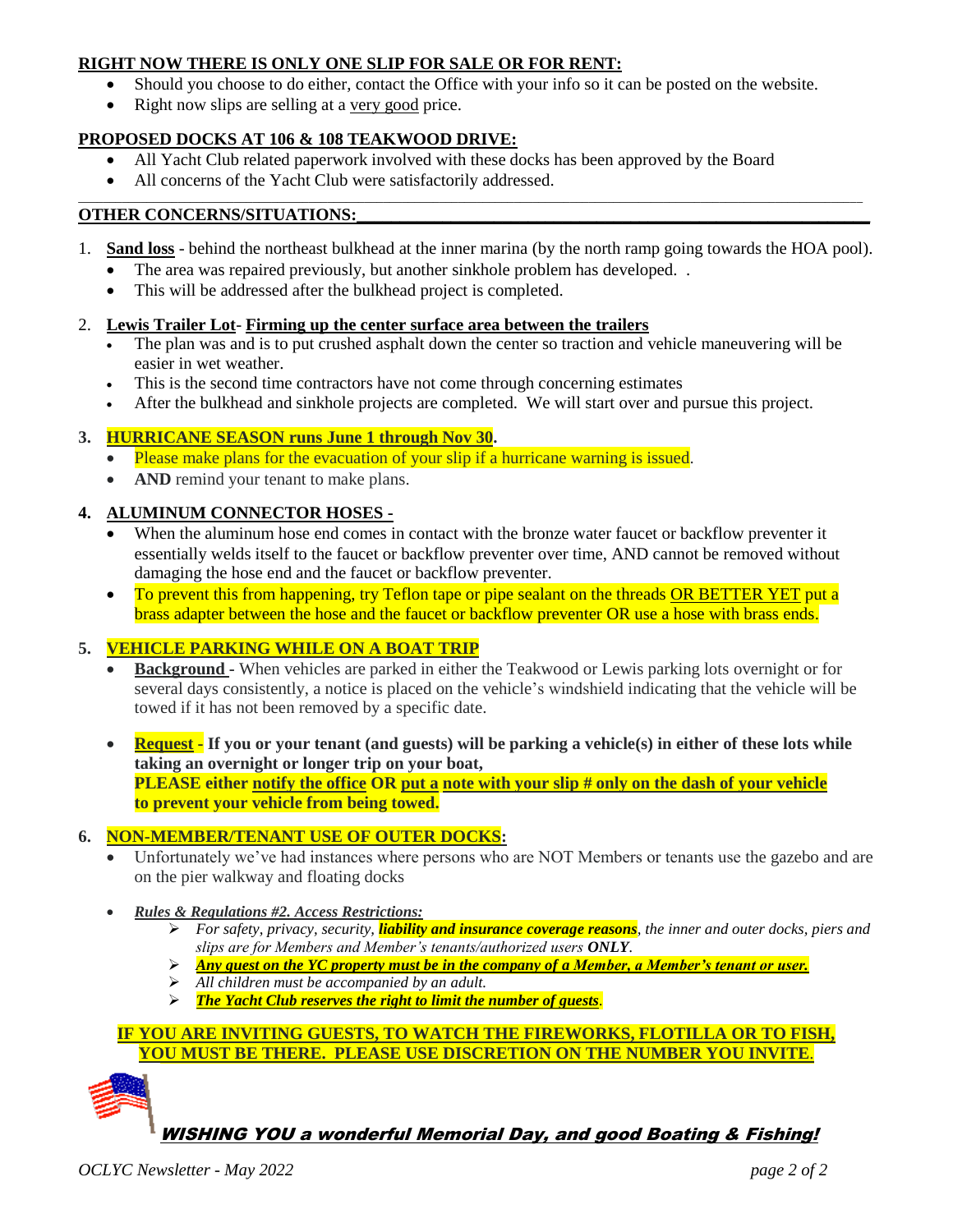**RIGHT NOW THERE IS ONLY ONE SLIP FOR SALE OR FOR RENT:**

- Should you choose to do either, contact the Office with your info so it can be posted on the website.
- Right now slips are selling at a very good price.

**PROPOSED DOCKS AT 106 & 108 TEAKWOOD DRIVE:**

- All Yacht Club related paperwork involved with these docks has been approved by the Board
- All concerns of the Yacht Club were satisfactorily addressed.

**OTHER CONCERNS/SITUATIONS:**

1. **Sand loss** - behind the northeast bulkhead at the inner marina (by the north ramp going towards the HOA pool).
   - The area was repaired previously, but another sinkhole problem has developed. .
   - This will be addressed after the bulkhead project is completed.

2. **Lewis Trailer Lot- Firming up the center surface area between the trailers**
   - The plan was and is to put crushed asphalt down the center so traction and vehicle maneuvering will be easier in wet weather.
   - This is the second time contractors have not come through concerning estimates
   - After the bulkhead and sinkhole projects are completed. We will start over and pursue this project.

3. **HURRICANE SEASON runs June 1 through Nov 30.**
   - Please make plans for the evacuation of your slip if a hurricane warning is issued.
   - **AND** remind your tenant to make plans.

4. **ALUMINUM CONNECTOR HOSES -**
   - When the aluminum hose end comes in contact with the bronze water faucet or backflow preventer it essentially welds itself to the faucet or backflow preventer over time, AND cannot be removed without damaging the hose end and the faucet or backflow preventer.
   - To prevent this from happening, try Teflon tape or pipe sealant on the threads OR BETTER YET put a brass adapter between the hose and the faucet or backflow preventer OR use a hose with brass ends.

5. **VEHICLE PARKING WHILE ON A BOAT TRIP**
   - **Background** - When vehicles are parked in either the Teakwood or Lewis parking lots overnight or for several days consistently, a notice is placed on the vehicle's windshield indicating that the vehicle will be towed if it has not been removed by a specific date.
   - **Request - If you or your tenant (and guests) will be parking a vehicle(s) in either of these lots while taking an overnight or longer trip on your boat,**
     **PLEASE either notify the office OR put a note with your slip # only on the dash of your vehicle to prevent your vehicle from being towed.**

6. **NON-MEMBER/TENANT USE OF OUTER DOCKS:**
   - Unfortunately we've had instances where persons who are NOT Members or tenants use the gazebo and are on the pier walkway and floating docks
   - ***Rules & Regulations #2. Access Restrictions:***
     - *For safety, privacy, security, **liability and insurance coverage reasons**, the inner and outer docks, piers and slips are for Members and Member's tenants/authorized users **ONLY**.*
     - ***Any guest on the YC property must be in the company of a Member, a Member's tenant or user.***
     - *All children must be accompanied by an adult.*
     - ***The Yacht Club reserves the right to limit the number of guests.***

**IF YOU ARE INVITING GUESTS, TO WATCH THE FIREWORKS, FLOTILLA OR TO FISH, YOU MUST BE THERE. PLEASE USE DISCRETION ON THE NUMBER YOU INVITE.**

***WISHING YOU a wonderful Memorial Day, and good Boating & Fishing!***

*OCLYC Newsletter - May 2022*